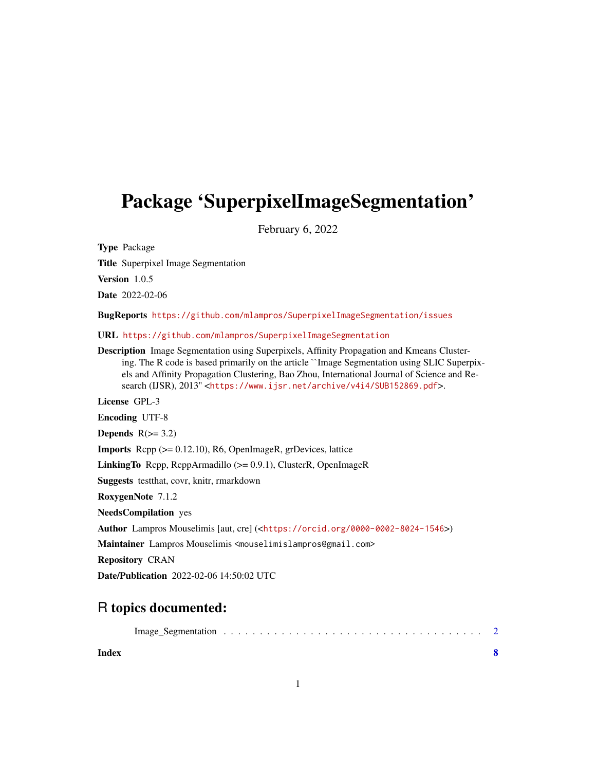# Package 'SuperpixelImageSegmentation'

February 6, 2022

**Type** Package

**Title** Superpixel Image Segmentation

**Version** 1.0.5

**Date** 2022-02-06

**BugReports** https://github.com/mlampros/SuperpixelImageSegmentation/issues

**URL** https://github.com/mlampros/SuperpixelImageSegmentation

**Description** Image Segmentation using Superpixels, Affinity Propagation and Kmeans Clustering. The R code is based primarily on the article ``Image Segmentation using SLIC Superpixels and Affinity Propagation Clustering, Bao Zhou, International Journal of Science and Research (IJSR), 2013'' <https://www.ijsr.net/archive/v4i4/SUB152869.pdf>.

**License** GPL-3

**Encoding** UTF-8

**Depends** R(>= 3.2)

**Imports** Rcpp (>= 0.12.10), R6, OpenImageR, grDevices, lattice

**LinkingTo** Rcpp, RcppArmadillo (>= 0.9.1), ClusterR, OpenImageR

**Suggests** testthat, covr, knitr, rmarkdown

**RoxygenNote** 7.1.2

**NeedsCompilation** yes

**Author** Lampros Mouselimis [aut, cre] (<https://orcid.org/0000-0002-8024-1546>)

**Maintainer** Lampros Mouselimis <mouselimislampros@gmail.com>

**Repository** CRAN

**Date/Publication** 2022-02-06 14:50:02 UTC

## R topics documented:

Image_Segmentation . . . . . . . . . . . . . . . . . . . . . . . . . . . . . . . . . . . . 2

**Index** **8**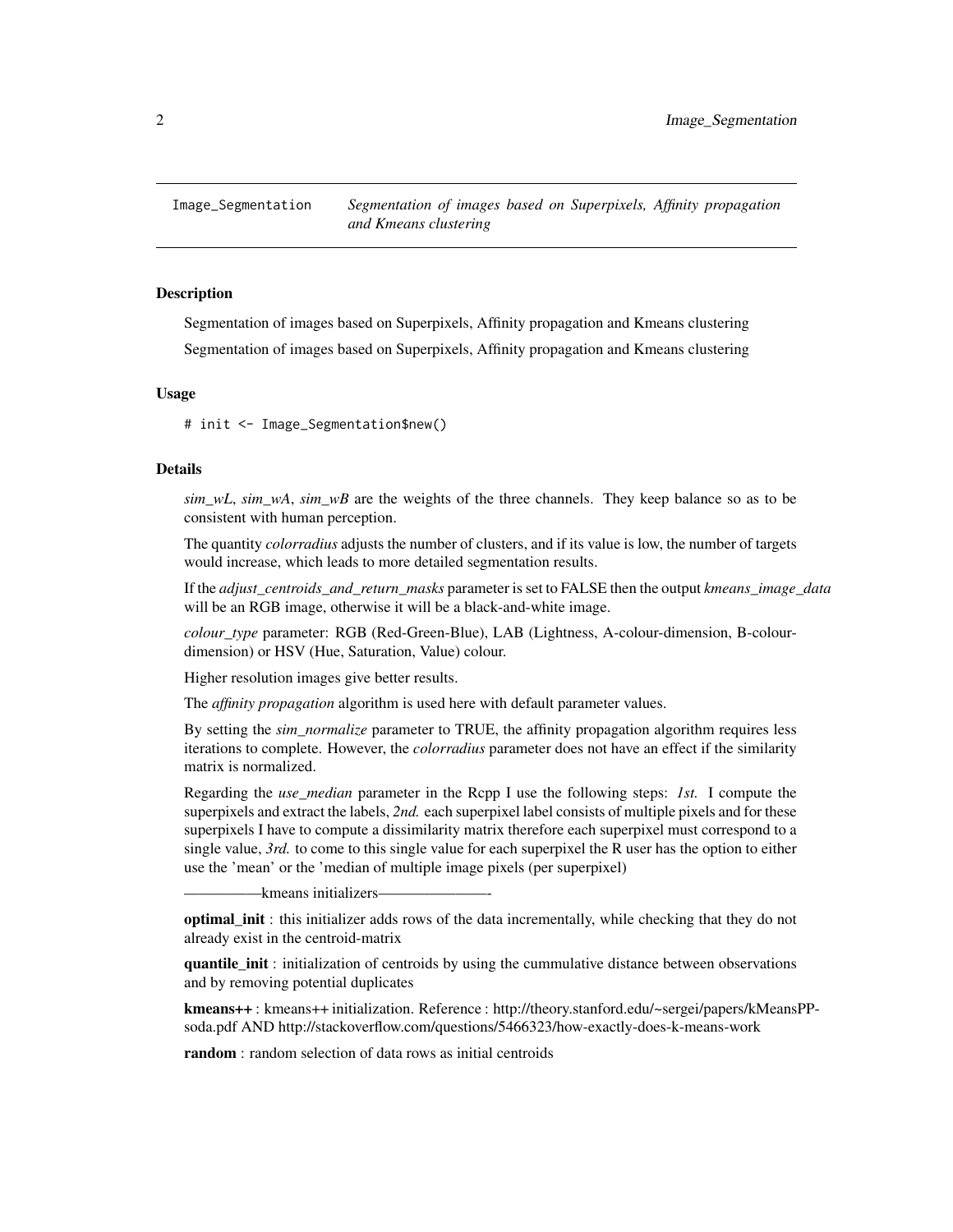Image_Segmentation    *Segmentation of images based on Superpixels, Affinity propagation and Kmeans clustering*

## Description

Segmentation of images based on Superpixels, Affinity propagation and Kmeans clustering

Segmentation of images based on Superpixels, Affinity propagation and Kmeans clustering

## Usage

```
# init <- Image_Segmentation$new()
```

## Details

*sim_wL*, *sim_wA*, *sim_wB* are the weights of the three channels. They keep balance so as to be consistent with human perception.

The quantity *colorradius* adjusts the number of clusters, and if its value is low, the number of targets would increase, which leads to more detailed segmentation results.

If the *adjust_centroids_and_return_masks* parameter is set to FALSE then the output *kmeans_image_data* will be an RGB image, otherwise it will be a black-and-white image.

*colour_type* parameter: RGB (Red-Green-Blue), LAB (Lightness, A-colour-dimension, B-colour-dimension) or HSV (Hue, Saturation, Value) colour.

Higher resolution images give better results.

The *affinity propagation* algorithm is used here with default parameter values.

By setting the *sim_normalize* parameter to TRUE, the affinity propagation algorithm requires less iterations to complete. However, the *colorradius* parameter does not have an effect if the similarity matrix is normalized.

Regarding the *use_median* parameter in the Rcpp I use the following steps: *1st.* I compute the superpixels and extract the labels, *2nd.* each superpixel label consists of multiple pixels and for these superpixels I have to compute a dissimilarity matrix therefore each superpixel must correspond to a single value, *3rd.* to come to this single value for each superpixel the R user has the option to either use the 'mean' or the 'median of multiple image pixels (per superpixel)

—————kmeans initializers———————-

**optimal_init** : this initializer adds rows of the data incrementally, while checking that they do not already exist in the centroid-matrix

**quantile_init** : initialization of centroids by using the cummulative distance between observations and by removing potential duplicates

**kmeans++** : kmeans++ initialization. Reference : http://theory.stanford.edu/~sergei/papers/kMeansPP-soda.pdf AND http://stackoverflow.com/questions/5466323/how-exactly-does-k-means-work

**random** : random selection of data rows as initial centroids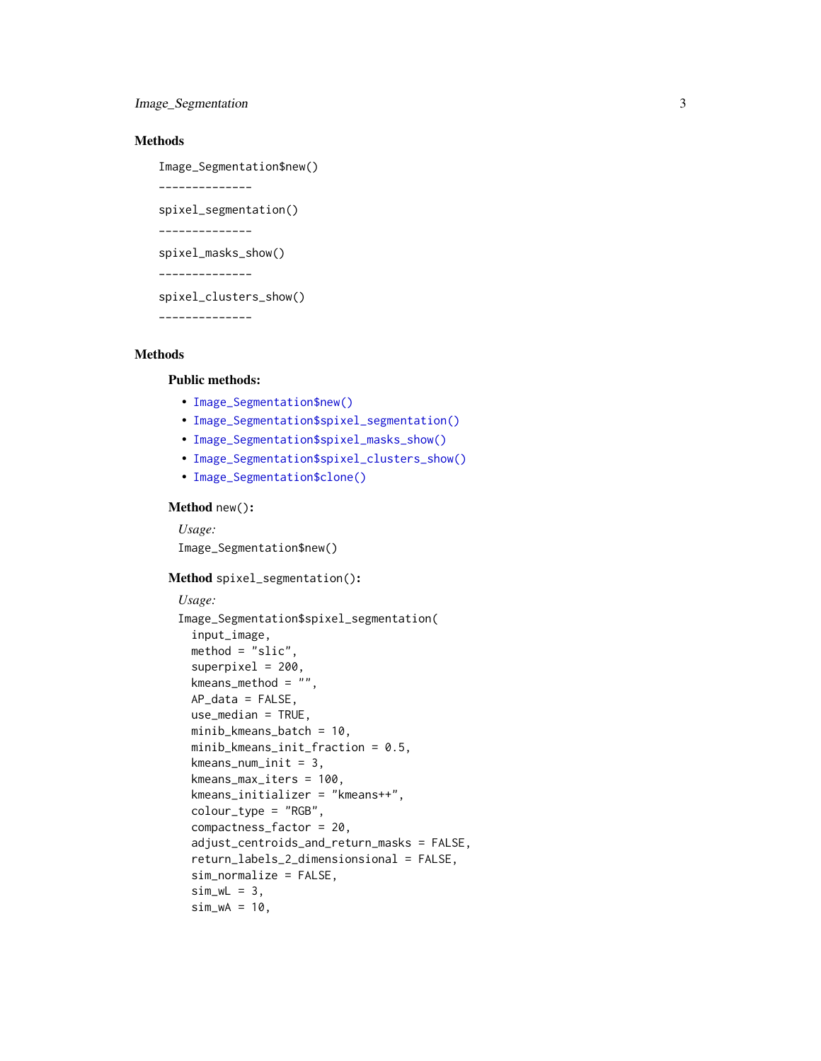## Methods

```
Image_Segmentation$new()
--------------
spixel_segmentation()
--------------
spixel_masks_show()
--------------
spixel_clusters_show()
--------------
```

## Methods

### Public methods:

- Image_Segmentation$new()
- Image_Segmentation$spixel_segmentation()
- Image_Segmentation$spixel_masks_show()
- Image_Segmentation$spixel_clusters_show()
- Image_Segmentation$clone()

**Method** `new()`**:**

*Usage:*

```
Image_Segmentation$new()
```

**Method** `spixel_segmentation()`**:**

*Usage:*

```
Image_Segmentation$spixel_segmentation(
  input_image,
  method = "slic",
  superpixel = 200,
  kmeans_method = "",
  AP_data = FALSE,
  use_median = TRUE,
  minib_kmeans_batch = 10,
  minib_kmeans_init_fraction = 0.5,
  kmeans_num_init = 3,
  kmeans_max_iters = 100,
  kmeans_initializer = "kmeans++",
  colour_type = "RGB",
  compactness_factor = 20,
  adjust_centroids_and_return_masks = FALSE,
  return_labels_2_dimensionsional = FALSE,
  sim_normalize = FALSE,
  sim_wL = 3,
  sim_wA = 10,
```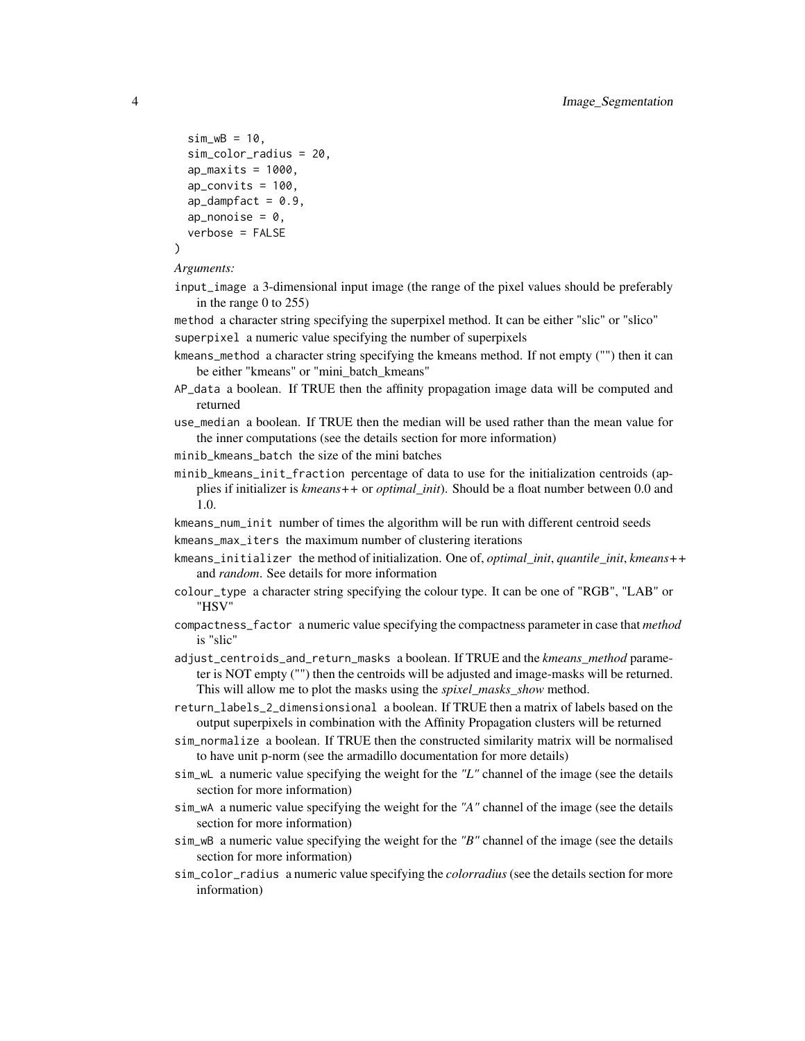```
  sim_wB = 10,
  sim_color_radius = 20,
  ap_maxits = 1000,
  ap_convits = 100,
  ap_dampfact = 0.9,
  ap_nonoise = 0,
  verbose = FALSE
)
```

*Arguments:*

`input_image` a 3-dimensional input image (the range of the pixel values should be preferably in the range 0 to 255)

`method` a character string specifying the superpixel method. It can be either "slic" or "slico"

`superpixel` a numeric value specifying the number of superpixels

`kmeans_method` a character string specifying the kmeans method. If not empty ("") then it can be either "kmeans" or "mini_batch_kmeans"

`AP_data` a boolean. If TRUE then the affinity propagation image data will be computed and returned

`use_median` a boolean. If TRUE then the median will be used rather than the mean value for the inner computations (see the details section for more information)

`minib_kmeans_batch` the size of the mini batches

`minib_kmeans_init_fraction` percentage of data to use for the initialization centroids (applies if initializer is *kmeans++* or *optimal_init*). Should be a float number between 0.0 and 1.0.

`kmeans_num_init` number of times the algorithm will be run with different centroid seeds

`kmeans_max_iters` the maximum number of clustering iterations

`kmeans_initializer` the method of initialization. One of, *optimal_init*, *quantile_init*, *kmeans++* and *random*. See details for more information

`colour_type` a character string specifying the colour type. It can be one of "RGB", "LAB" or "HSV"

`compactness_factor` a numeric value specifying the compactness parameter in case that *method* is "slic"

`adjust_centroids_and_return_masks` a boolean. If TRUE and the *kmeans_method* parameter is NOT empty ("") then the centroids will be adjusted and image-masks will be returned. This will allow me to plot the masks using the *spixel_masks_show* method.

`return_labels_2_dimensionsional` a boolean. If TRUE then a matrix of labels based on the output superpixels in combination with the Affinity Propagation clusters will be returned

`sim_normalize` a boolean. If TRUE then the constructed similarity matrix will be normalised to have unit p-norm (see the armadillo documentation for more details)

`sim_wL` a numeric value specifying the weight for the *"L"* channel of the image (see the details section for more information)

`sim_wA` a numeric value specifying the weight for the *"A"* channel of the image (see the details section for more information)

`sim_wB` a numeric value specifying the weight for the *"B"* channel of the image (see the details section for more information)

`sim_color_radius` a numeric value specifying the *colorradius* (see the details section for more information)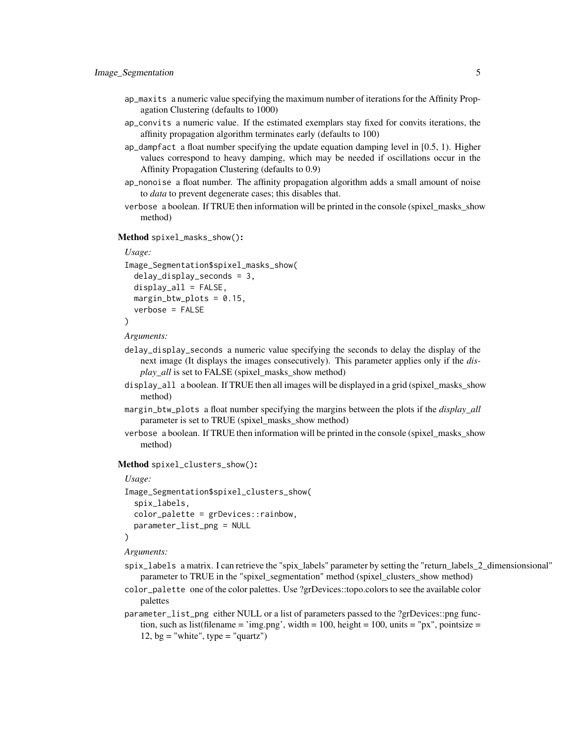`ap_maxits` a numeric value specifying the maximum number of iterations for the Affinity Propagation Clustering (defaults to 1000)

`ap_convits` a numeric value. If the estimated exemplars stay fixed for convits iterations, the affinity propagation algorithm terminates early (defaults to 100)

`ap_dampfact` a float number specifying the update equation damping level in [0.5, 1). Higher values correspond to heavy damping, which may be needed if oscillations occur in the Affinity Propagation Clustering (defaults to 0.9)

`ap_nonoise` a float number. The affinity propagation algorithm adds a small amount of noise to *data* to prevent degenerate cases; this disables that.

`verbose` a boolean. If TRUE then information will be printed in the console (spixel_masks_show method)

**Method** `spixel_masks_show()`**:**

*Usage:*

```
Image_Segmentation$spixel_masks_show(
  delay_display_seconds = 3,
  display_all = FALSE,
  margin_btw_plots = 0.15,
  verbose = FALSE
)
```

*Arguments:*

`delay_display_seconds` a numeric value specifying the seconds to delay the display of the next image (It displays the images consecutively). This parameter applies only if the *display_all* is set to FALSE (spixel_masks_show method)

`display_all` a boolean. If TRUE then all images will be displayed in a grid (spixel_masks_show method)

`margin_btw_plots` a float number specifying the margins between the plots if the *display_all* parameter is set to TRUE (spixel_masks_show method)

`verbose` a boolean. If TRUE then information will be printed in the console (spixel_masks_show method)

**Method** `spixel_clusters_show()`**:**

*Usage:*

```
Image_Segmentation$spixel_clusters_show(
  spix_labels,
  color_palette = grDevices::rainbow,
  parameter_list_png = NULL
)
```

*Arguments:*

`spix_labels` a matrix. I can retrieve the "spix_labels" parameter by setting the "return_labels_2_dimensionsional" parameter to TRUE in the "spixel_segmentation" method (spixel_clusters_show method)

`color_palette` one of the color palettes. Use ?grDevices::topo.colors to see the available color palettes

`parameter_list_png` either NULL or a list of parameters passed to the ?grDevices::png function, such as list(filename = 'img.png', width = 100, height = 100, units = "px", pointsize = 12, bg = "white", type = "quartz")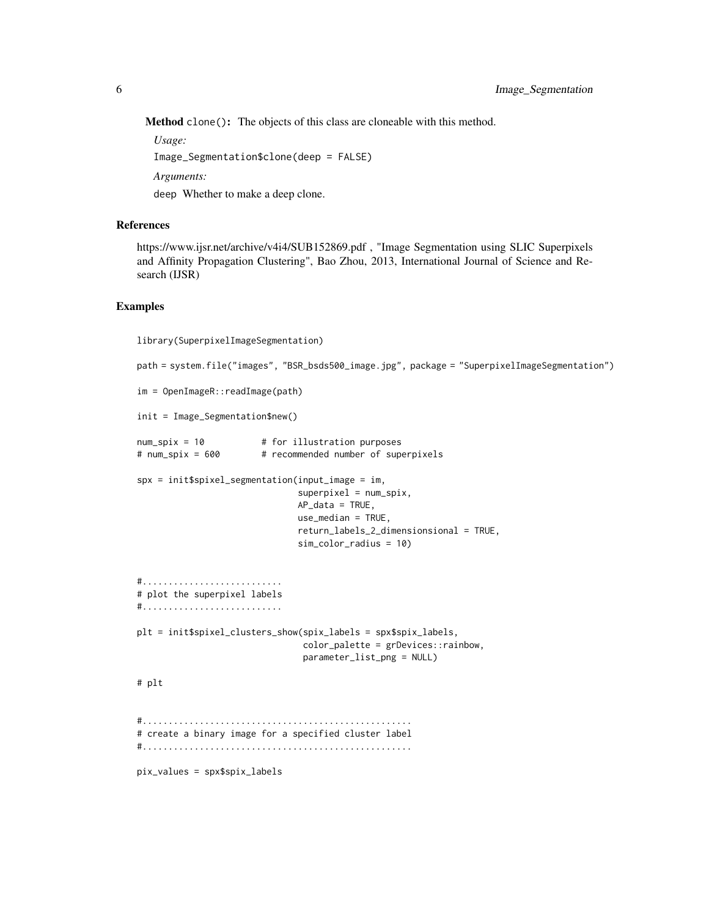**Method** `clone()`: The objects of this class are cloneable with this method.

*Usage:*

```
Image_Segmentation$clone(deep = FALSE)
```

*Arguments:*

`deep` Whether to make a deep clone.

## References

https://www.ijsr.net/archive/v4i4/SUB152869.pdf , "Image Segmentation using SLIC Superpixels and Affinity Propagation Clustering", Bao Zhou, 2013, International Journal of Science and Research (IJSR)

## Examples

```
library(SuperpixelImageSegmentation)

path = system.file("images", "BSR_bsds500_image.jpg", package = "SuperpixelImageSegmentation")

im = OpenImageR::readImage(path)

init = Image_Segmentation$new()

num_spix = 10           # for illustration purposes
# num_spix = 600        # recommended number of superpixels

spx = init$spixel_segmentation(input_image = im,
                               superpixel = num_spix,
                               AP_data = TRUE,
                               use_median = TRUE,
                               return_labels_2_dimensionsional = TRUE,
                               sim_color_radius = 10)


#...........................
# plot the superpixel labels
#...........................

plt = init$spixel_clusters_show(spix_labels = spx$spix_labels,
                                color_palette = grDevices::rainbow,
                                parameter_list_png = NULL)

# plt


#....................................................
# create a binary image for a specified cluster label
#....................................................

pix_values = spx$spix_labels
```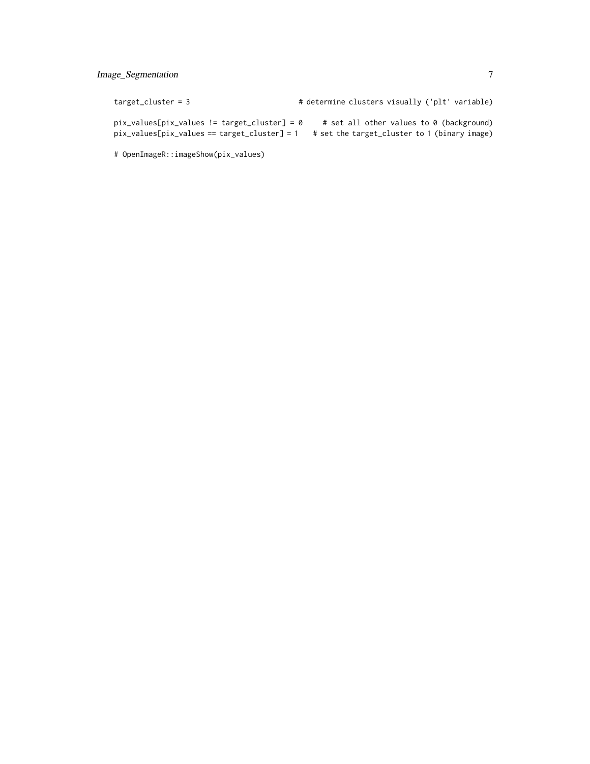```
target_cluster = 3                          # determine clusters visually ('plt' variable)

pix_values[pix_values != target_cluster] = 0     # set all other values to 0 (background)
pix_values[pix_values == target_cluster] = 1    # set the target_cluster to 1 (binary image)

# OpenImageR::imageShow(pix_values)
```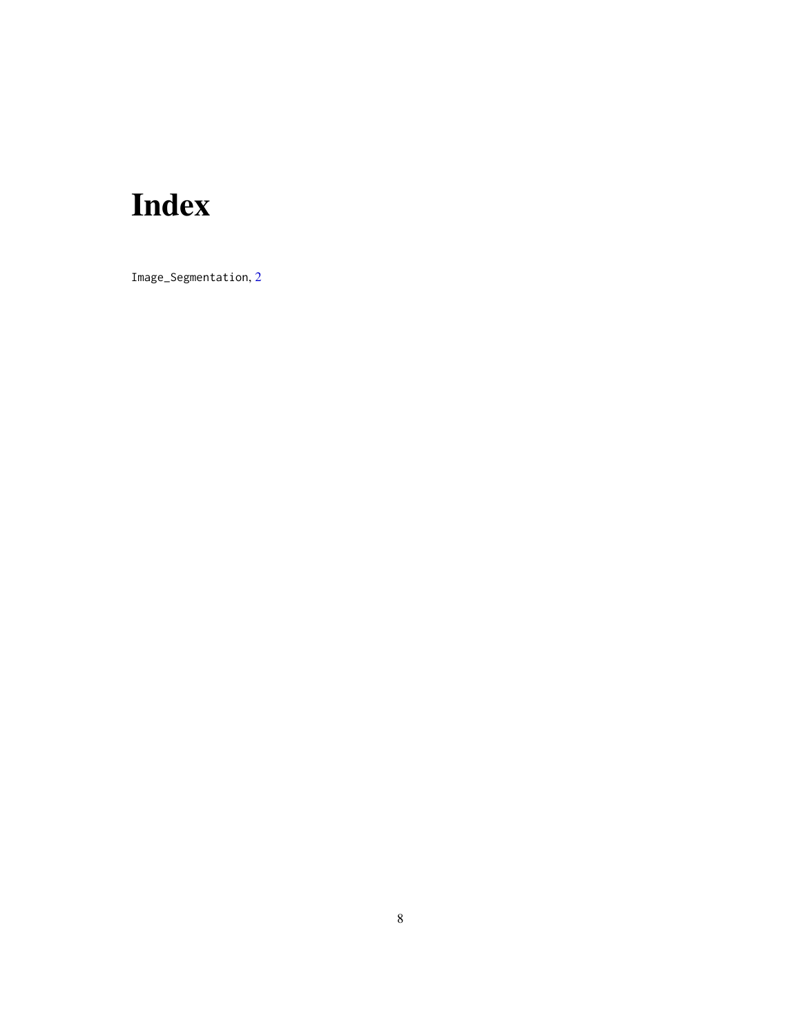# Index

Image_Segmentation, 2